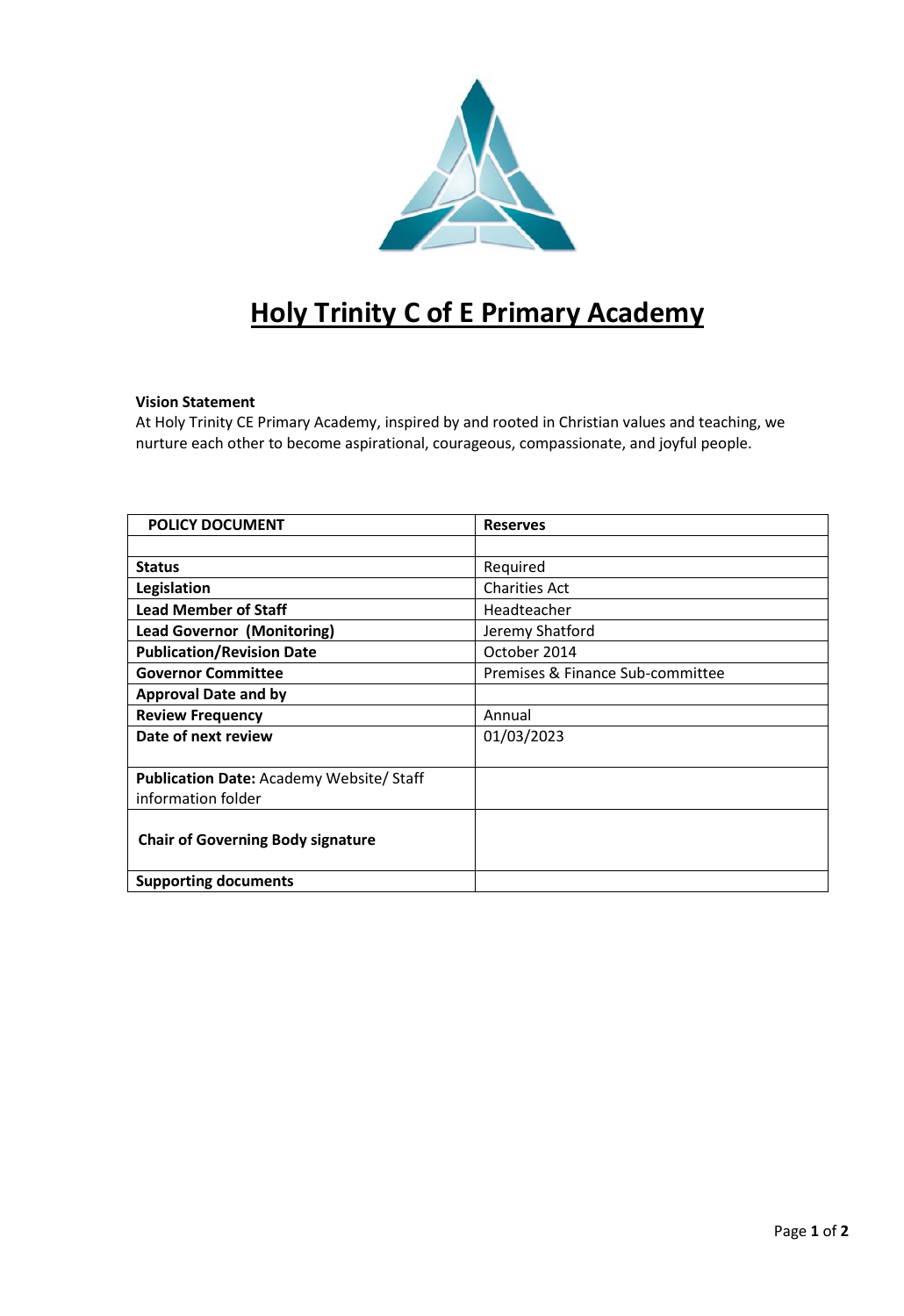# Holy Trinity C of E Primary Academy

**Vision Statement**
At Holy Trinity CE Primary Academy, inspired by and rooted in Christian values and teaching, we nurture each other to become aspirational, courageous, compassionate, and joyful people.

| POLICY DOCUMENT | Reserves |
|---|---|
| | |
| **Status** | Required |
| **Legislation** | Charities Act |
| **Lead Member of Staff** | Headteacher |
| **Lead Governor (Monitoring)** | Jeremy Shatford |
| **Publication/Revision Date** | October 2014 |
| **Governor Committee** | Premises & Finance Sub-committee |
| **Approval Date and by** | |
| **Review Frequency** | Annual |
| **Date of next review** | 01/03/2023 |
| **Publication Date:** Academy Website/ Staff information folder | |
| **Chair of Governing Body signature** | |
| **Supporting documents** | |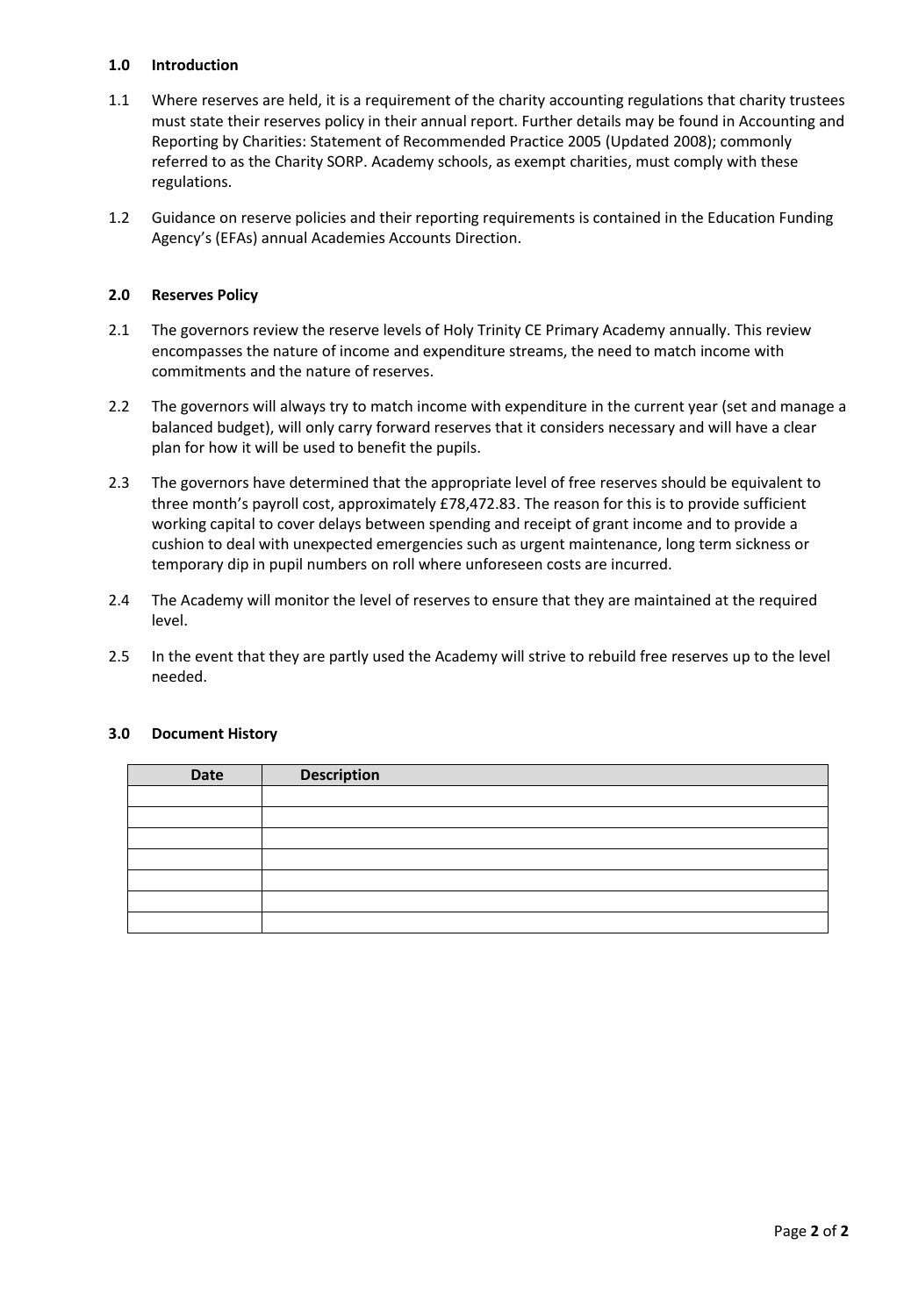## 1.0 Introduction

1.1 Where reserves are held, it is a requirement of the charity accounting regulations that charity trustees must state their reserves policy in their annual report. Further details may be found in Accounting and Reporting by Charities: Statement of Recommended Practice 2005 (Updated 2008); commonly referred to as the Charity SORP. Academy schools, as exempt charities, must comply with these regulations.

1.2 Guidance on reserve policies and their reporting requirements is contained in the Education Funding Agency's (EFAs) annual Academies Accounts Direction.

## 2.0 Reserves Policy

2.1 The governors review the reserve levels of Holy Trinity CE Primary Academy annually. This review encompasses the nature of income and expenditure streams, the need to match income with commitments and the nature of reserves.

2.2 The governors will always try to match income with expenditure in the current year (set and manage a balanced budget), will only carry forward reserves that it considers necessary and will have a clear plan for how it will be used to benefit the pupils.

2.3 The governors have determined that the appropriate level of free reserves should be equivalent to three month's payroll cost, approximately £78,472.83. The reason for this is to provide sufficient working capital to cover delays between spending and receipt of grant income and to provide a cushion to deal with unexpected emergencies such as urgent maintenance, long term sickness or temporary dip in pupil numbers on roll where unforeseen costs are incurred.

2.4 The Academy will monitor the level of reserves to ensure that they are maintained at the required level.

2.5 In the event that they are partly used the Academy will strive to rebuild free reserves up to the level needed.

## 3.0 Document History

| Date | Description |
|---|---|
| | |
| | |
| | |
| | |
| | |
| | |
| | |